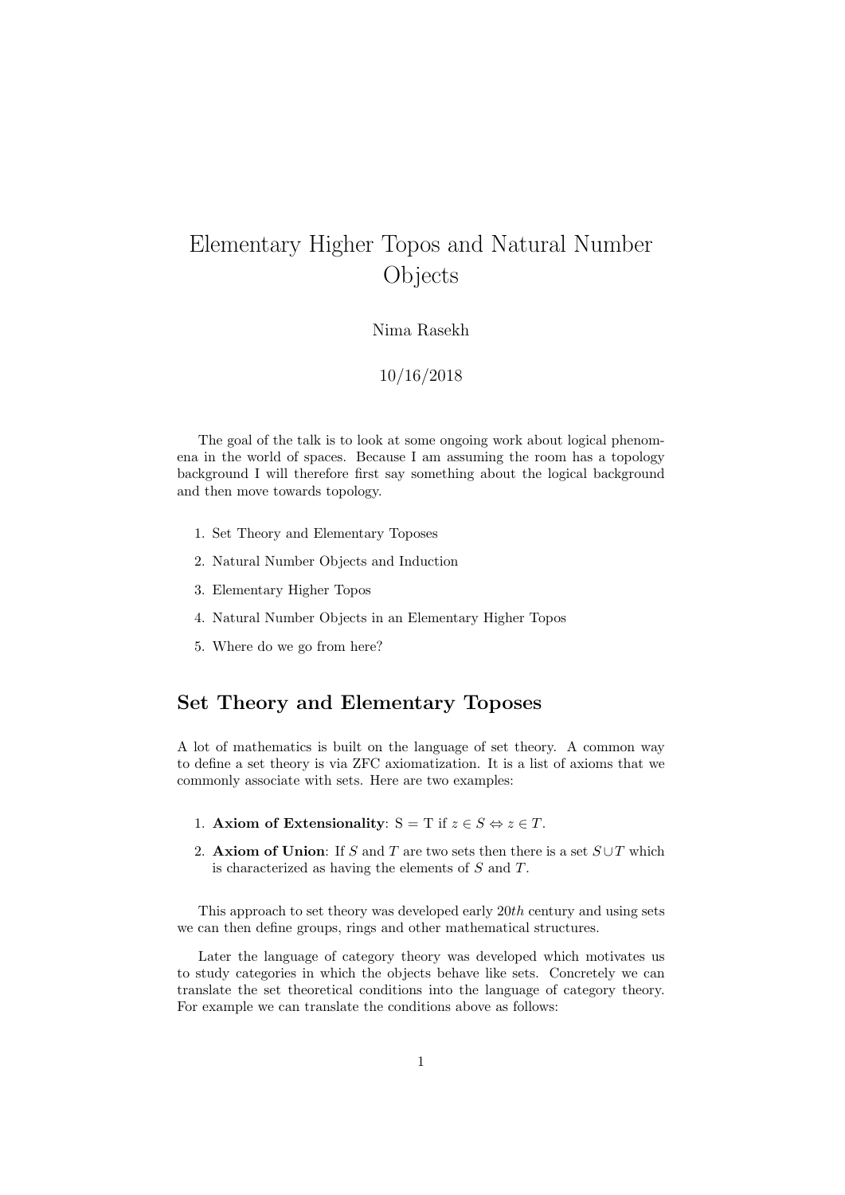# Elementary Higher Topos and Natural Number Objects

Nima Rasekh

10/16/2018

The goal of the talk is to look at some ongoing work about logical phenomena in the world of spaces. Because I am assuming the room has a topology background I will therefore first say something about the logical background and then move towards topology.

1. Set Theory and Elementary Toposes
2. Natural Number Objects and Induction
3. Elementary Higher Topos
4. Natural Number Objects in an Elementary Higher Topos
5. Where do we go from here?

## Set Theory and Elementary Toposes

A lot of mathematics is built on the language of set theory. A common way to define a set theory is via ZFC axiomatization. It is a list of axioms that we commonly associate with sets. Here are two examples:

1. **Axiom of Extensionality**: S = T if $z \in S \Leftrightarrow z \in T$.
2. **Axiom of Union**: If $S$ and $T$ are two sets then there is a set $S \cup T$ which is characterized as having the elements of $S$ and $T$.

This approach to set theory was developed early $20th$ century and using sets we can then define groups, rings and other mathematical structures.

Later the language of category theory was developed which motivates us to study categories in which the objects behave like sets. Concretely we can translate the set theoretical conditions into the language of category theory. For example we can translate the conditions above as follows: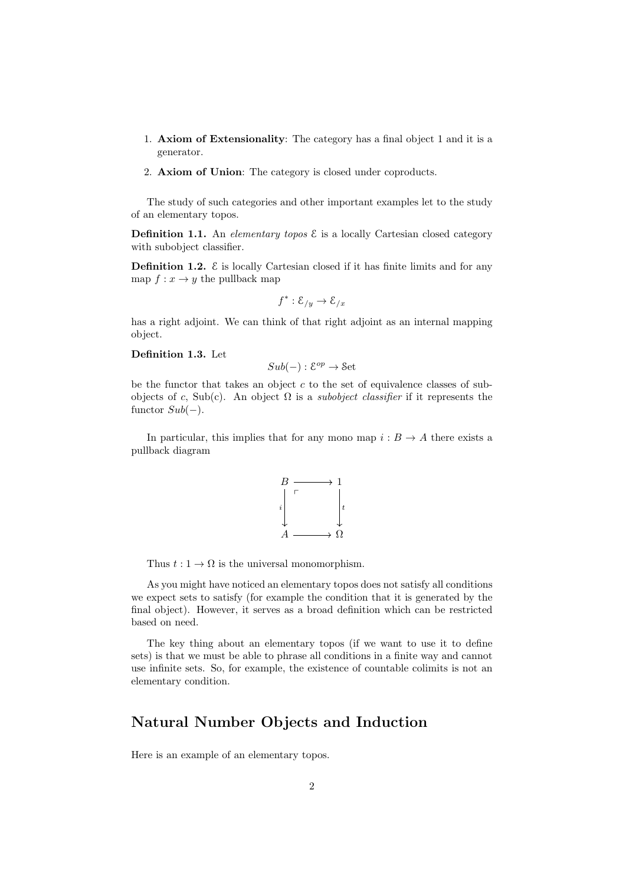1. **Axiom of Extensionality**: The category has a final object 1 and it is a generator.
2. **Axiom of Union**: The category is closed under coproducts.

The study of such categories and other important examples let to the study of an elementary topos.

**Definition 1.1.** An *elementary topos* $\mathcal{E}$ is a locally Cartesian closed category with subobject classifier.

**Definition 1.2.** $\mathcal{E}$ is locally Cartesian closed if it has finite limits and for any map $f : x \to y$ the pullback map

$$f^* : \mathcal{E}_{/y} \to \mathcal{E}_{/x}$$

has a right adjoint. We can think of that right adjoint as an internal mapping object.

**Definition 1.3.** Let

$$Sub(-) : \mathcal{E}^{op} \to \mathcal{S}\text{et}$$

be the functor that takes an object $c$ to the set of equivalence classes of subobjects of $c$, Sub(c). An object $\Omega$ is a *subobject classifier* if it represents the functor $Sub(-)$.

In particular, this implies that for any mono map $i : B \to A$ there exists a pullback diagram

$$\begin{array}{ccc} B & \longrightarrow & 1 \\ {\scriptstyle i}\downarrow & \lrcorner & \downarrow{\scriptstyle t} \\ A & \longrightarrow & \Omega \end{array}$$

Thus $t : 1 \to \Omega$ is the universal monomorphism.

As you might have noticed an elementary topos does not satisfy all conditions we expect sets to satisfy (for example the condition that it is generated by the final object). However, it serves as a broad definition which can be restricted based on need.

The key thing about an elementary topos (if we want to use it to define sets) is that we must be able to phrase all conditions in a finite way and cannot use infinite sets. So, for example, the existence of countable colimits is not an elementary condition.

## Natural Number Objects and Induction

Here is an example of an elementary topos.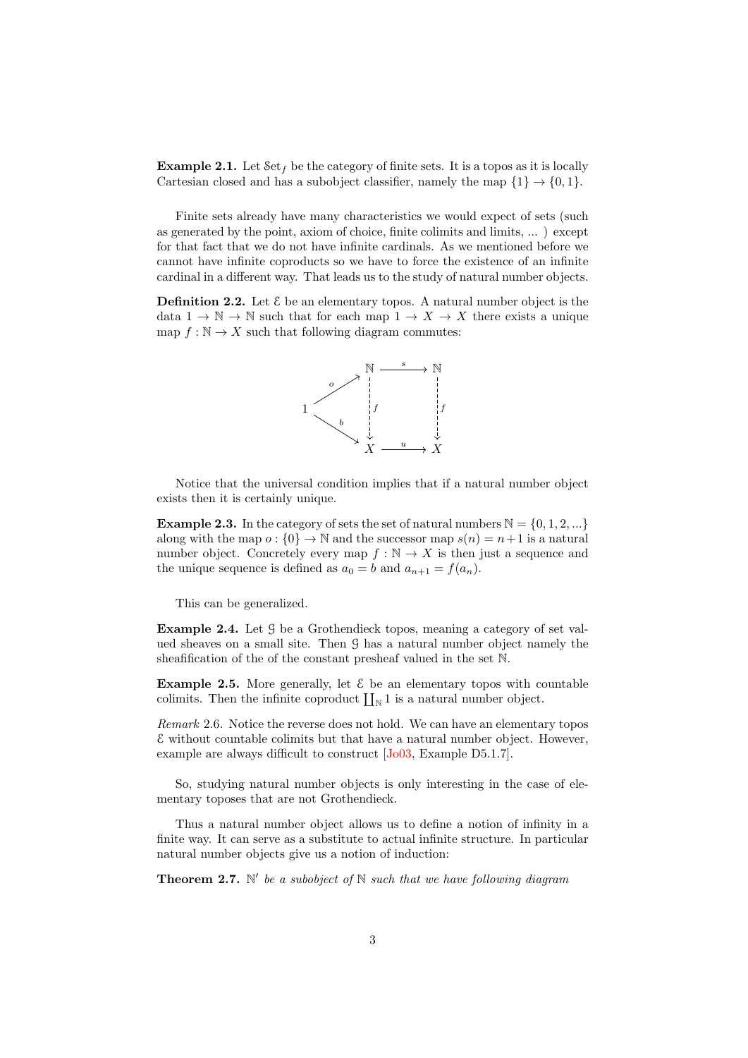**Example 2.1.** Let $\mathcal{S}et_f$ be the category of finite sets. It is a topos as it is locally Cartesian closed and has a subobject classifier, namely the map $\{1\} \to \{0,1\}$.

Finite sets already have many characteristics we would expect of sets (such as generated by the point, axiom of choice, finite colimits and limits, ... ) except for that fact that we do not have infinite cardinals. As we mentioned before we cannot have infinite coproducts so we have to force the existence of an infinite cardinal in a different way. That leads us to the study of natural number objects.

**Definition 2.2.** Let $\mathcal{E}$ be an elementary topos. A natural number object is the data $1 \to \mathbb{N} \to \mathbb{N}$ such that for each map $1 \to X \to X$ there exists a unique map $f : \mathbb{N} \to X$ such that following diagram commutes:

$$\begin{array}{ccccc} & & \mathbb{N} & \xrightarrow{s} & \mathbb{N} \\ & \overset{o}{\nearrow} & \vdots f & & \vdots f \\ 1 & & \downarrow & & \downarrow \\ & \underset{b}{\searrow} & X & \xrightarrow{u} & X \end{array}$$

Notice that the universal condition implies that if a natural number object exists then it is certainly unique.

**Example 2.3.** In the category of sets the set of natural numbers $\mathbb{N} = \{0, 1, 2, ...\}$ along with the map $o : \{0\} \to \mathbb{N}$ and the successor map $s(n) = n+1$ is a natural number object. Concretely every map $f : \mathbb{N} \to X$ is then just a sequence and the unique sequence is defined as $a_0 = b$ and $a_{n+1} = f(a_n)$.

This can be generalized.

**Example 2.4.** Let $\mathcal{G}$ be a Grothendieck topos, meaning a category of set valued sheaves on a small site. Then $\mathcal{G}$ has a natural number object namely the sheafification of the of the constant presheaf valued in the set $\mathbb{N}$.

**Example 2.5.** More generally, let $\mathcal{E}$ be an elementary topos with countable colimits. Then the infinite coproduct $\coprod_{\mathbb{N}} 1$ is a natural number object.

*Remark* 2.6. Notice the reverse does not hold. We can have an elementary topos $\mathcal{E}$ without countable colimits but that have a natural number object. However, example are always difficult to construct [Jo03, Example D5.1.7].

So, studying natural number objects is only interesting in the case of elementary toposes that are not Grothendieck.

Thus a natural number object allows us to define a notion of infinity in a finite way. It can serve as a substitute to actual infinite structure. In particular natural number objects give us a notion of induction:

**Theorem 2.7.** *$\mathbb{N}'$ be a subobject of $\mathbb{N}$ such that we have following diagram*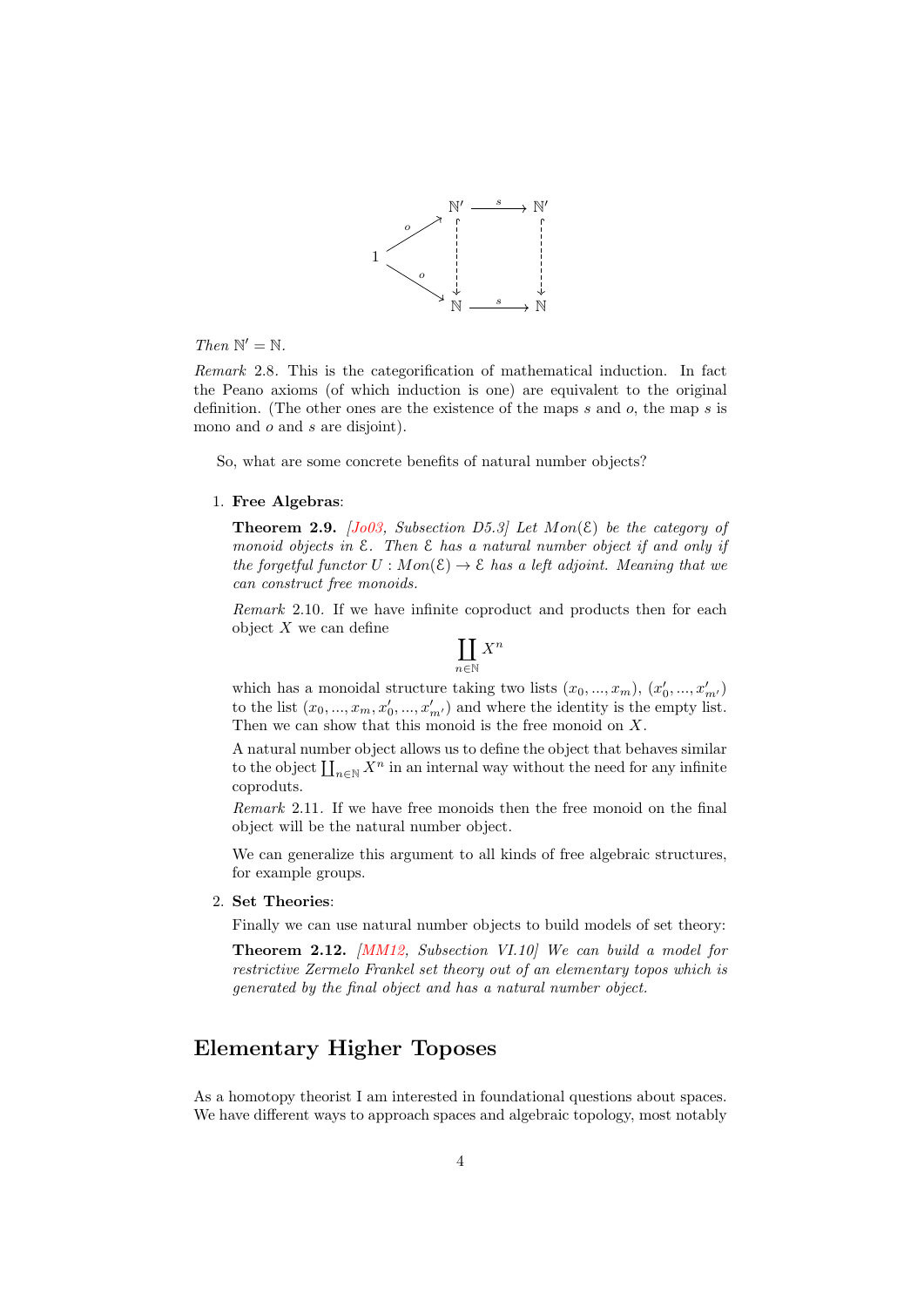$$
\begin{array}{ccc}
 & \mathbb{N}' & \xrightarrow{s} & \mathbb{N}' \\
1 \nearrow^{o} & \vdots & & \vdots \\
\searrow_{o} & \mathbb{N} & \xrightarrow{s} & \mathbb{N}
\end{array}
$$

*Then* $\mathbb{N}' = \mathbb{N}$.

*Remark* 2.8. This is the categorification of mathematical induction. In fact the Peano axioms (of which induction is one) are equivalent to the original definition. (The other ones are the existence of the maps $s$ and $o$, the map $s$ is mono and $o$ and $s$ are disjoint).

So, what are some concrete benefits of natural number objects?

1. **Free Algebras**:

   **Theorem 2.9.** *[Jo03, Subsection D5.3] Let $Mon(\mathcal{E})$ be the category of monoid objects in $\mathcal{E}$. Then $\mathcal{E}$ has a natural number object if and only if the forgetful functor $U : Mon(\mathcal{E}) \to \mathcal{E}$ has a left adjoint. Meaning that we can construct free monoids.*

   *Remark* 2.10. If we have infinite coproduct and products then for each object $X$ we can define

   $$\coprod_{n \in \mathbb{N}} X^n$$

   which has a monoidal structure taking two lists $(x_0, ..., x_m)$, $(x'_0, ..., x'_{m'})$ to the list $(x_0, ..., x_m, x'_0, ..., x'_{m'})$ and where the identity is the empty list. Then we can show that this monoid is the free monoid on $X$.

   A natural number object allows us to define the object that behaves similar to the object $\coprod_{n \in \mathbb{N}} X^n$ in an internal way without the need for any infinite coproduts.

   *Remark* 2.11. If we have free monoids then the free monoid on the final object will be the natural number object.

   We can generalize this argument to all kinds of free algebraic structures, for example groups.

2. **Set Theories**:

   Finally we can use natural number objects to build models of set theory:

   **Theorem 2.12.** *[MM12, Subsection VI.10] We can build a model for restrictive Zermelo Frankel set theory out of an elementary topos which is generated by the final object and has a natural number object.*

## Elementary Higher Toposes

As a homotopy theorist I am interested in foundational questions about spaces. We have different ways to approach spaces and algebraic topology, most notably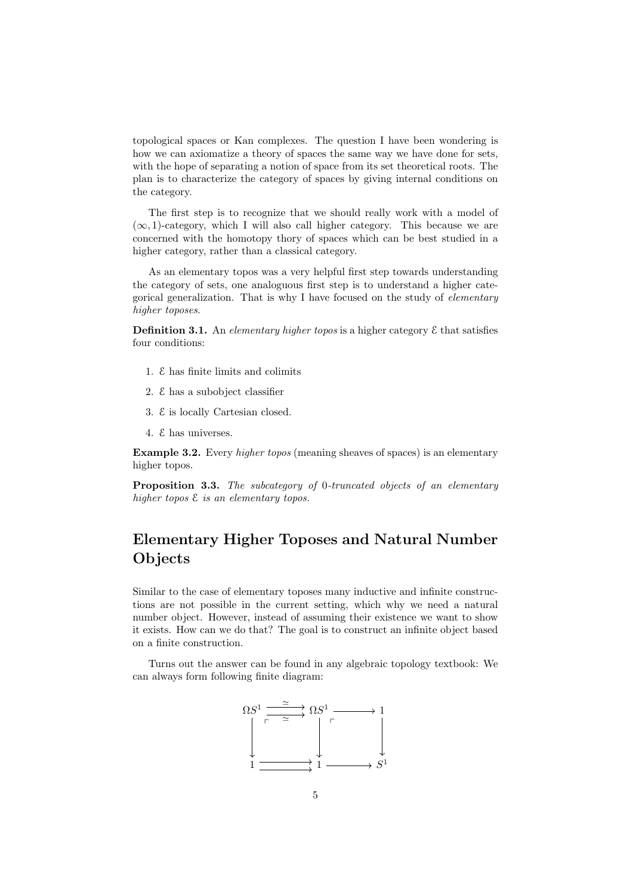topological spaces or Kan complexes. The question I have been wondering is how we can axiomatize a theory of spaces the same way we have done for sets, with the hope of separating a notion of space from its set theoretical roots. The plan is to characterize the category of spaces by giving internal conditions on the category.

The first step is to recognize that we should really work with a model of $(\infty, 1)$-category, which I will also call higher category. This because we are concerned with the homotopy thory of spaces which can be best studied in a higher category, rather than a classical category.

As an elementary topos was a very helpful first step towards understanding the category of sets, one analoguous first step is to understand a higher categorical generalization. That is why I have focused on the study of *elementary higher toposes*.

**Definition 3.1.** An *elementary higher topos* is a higher category $\mathcal{E}$ that satisfies four conditions:

1. $\mathcal{E}$ has finite limits and colimits
2. $\mathcal{E}$ has a subobject classifier
3. $\mathcal{E}$ is locally Cartesian closed.
4. $\mathcal{E}$ has universes.

**Example 3.2.** Every *higher topos* (meaning sheaves of spaces) is an elementary higher topos.

**Proposition 3.3.** *The subcategory of* 0*-truncated objects of an elementary higher topos* $\mathcal{E}$ *is an elementary topos.*

## Elementary Higher Toposes and Natural Number Objects

Similar to the case of elementary toposes many inductive and infinite constructions are not possible in the current setting, which why we need a natural number object. However, instead of assuming their existence we want to show it exists. How can we do that? The goal is to construct an infinite object based on a finite construction.

Turns out the answer can be found in any algebraic topology textbook: We can always form following finite diagram:

$$
\begin{array}{ccccc}
\Omega S^1 & \overset{\simeq}{\underset{\simeq}{\rightrightarrows}} & \Omega S^1 & \longrightarrow & 1 \\
\downarrow & \ulcorner & \downarrow & \ulcorner & \downarrow \\
1 & \rightrightarrows & 1 & \longrightarrow & S^1
\end{array}
$$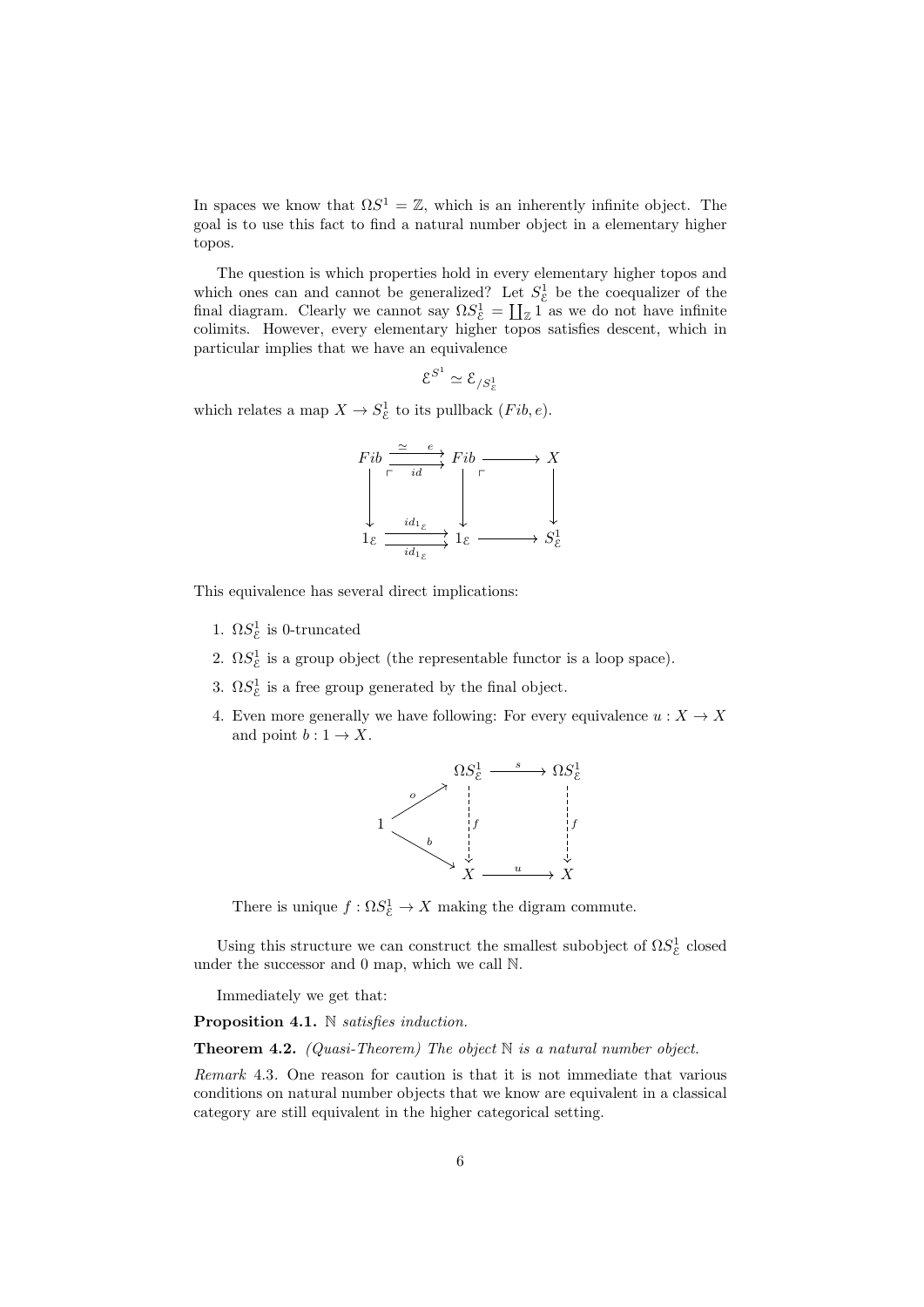In spaces we know that $\Omega S^1 = \mathbb{Z}$, which is an inherently infinite object. The goal is to use this fact to find a natural number object in a elementary higher topos.

The question is which properties hold in every elementary higher topos and which ones can and cannot be generalized? Let $S^1_{\mathcal{E}}$ be the coequalizer of the final diagram. Clearly we cannot say $\Omega S^1_{\mathcal{E}} = \coprod_{\mathbb{Z}} 1$ as we do not have infinite colimits. However, every elementary higher topos satisfies descent, which in particular implies that we have an equivalence

$$\mathcal{E}^{S^1} \simeq \mathcal{E}_{/S^1_{\mathcal{E}}}$$

which relates a map $X \to S^1_{\mathcal{E}}$ to its pullback $(Fib, e)$.

$$\begin{array}{ccccc}
Fib & \overset{\simeq \quad e}{\underset{id}{\rightrightarrows}} & Fib & \longrightarrow & X \\
\downarrow & & \downarrow & & \downarrow \\
1_{\mathcal{E}} & \overset{id_{1_{\mathcal{E}}}}{\underset{id_{1_{\mathcal{E}}}}{\rightrightarrows}} & 1_{\mathcal{E}} & \longrightarrow & S^1_{\mathcal{E}}
\end{array}$$

This equivalence has several direct implications:

1. $\Omega S^1_{\mathcal{E}}$ is 0-truncated
2. $\Omega S^1_{\mathcal{E}}$ is a group object (the representable functor is a loop space).
3. $\Omega S^1_{\mathcal{E}}$ is a free group generated by the final object.
4. Even more generally we have following: For every equivalence $u : X \to X$ and point $b : 1 \to X$.

$$\begin{array}{ccccc}
 & & \Omega S^1_{\mathcal{E}} & \xrightarrow{s} & \Omega S^1_{\mathcal{E}} \\
 & \overset{o}{\nearrow} & \vdots f & & \vdots f \\
1 & \underset{b}{\searrow} & X & \xrightarrow{u} & X
\end{array}$$

There is unique $f : \Omega S^1_{\mathcal{E}} \to X$ making the digram commute.

Using this structure we can construct the smallest subobject of $\Omega S^1_{\mathcal{E}}$ closed under the successor and 0 map, which we call $\mathbb{N}$.

Immediately we get that:

**Proposition 4.1.** *$\mathbb{N}$ satisfies induction.*

**Theorem 4.2.** *(Quasi-Theorem) The object $\mathbb{N}$ is a natural number object.*

*Remark* 4.3. One reason for caution is that it is not immediate that various conditions on natural number objects that we know are equivalent in a classical category are still equivalent in the higher categorical setting.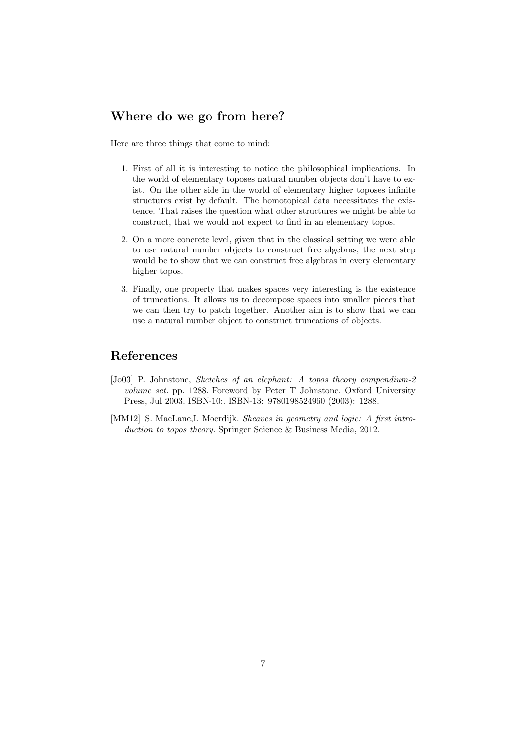## Where do we go from here?

Here are three things that come to mind:

1. First of all it is interesting to notice the philosophical implications. In the world of elementary toposes natural number objects don't have to exist. On the other side in the world of elementary higher toposes infinite structures exist by default. The homotopical data necessitates the existence. That raises the question what other structures we might be able to construct, that we would not expect to find in an elementary topos.

2. On a more concrete level, given that in the classical setting we were able to use natural number objects to construct free algebras, the next step would be to show that we can construct free algebras in every elementary higher topos.

3. Finally, one property that makes spaces very interesting is the existence of truncations. It allows us to decompose spaces into smaller pieces that we can then try to patch together. Another aim is to show that we can use a natural number object to construct truncations of objects.

## References

[Jo03] P. Johnstone, *Sketches of an elephant: A topos theory compendium-2 volume set.* pp. 1288. Foreword by Peter T Johnstone. Oxford University Press, Jul 2003. ISBN-10:. ISBN-13: 9780198524960 (2003): 1288.

[MM12] S. MacLane,I. Moerdijk. *Sheaves in geometry and logic: A first introduction to topos theory.* Springer Science & Business Media, 2012.